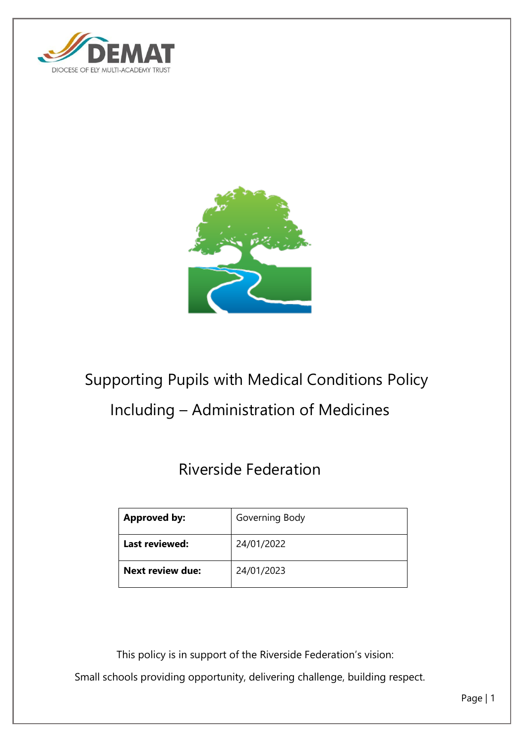DEMAT

DIOCESE OF ELY MULTI-ACADEMY TRUST

# Supporting Pupils with Medical Conditions Policy

## Including – Administration of Medicines

## Riverside Federation

| **Approved by:** | Governing Body |
|---|---|
| **Last reviewed:** | 24/01/2022 |
| **Next review due:** | 24/01/2023 |

This policy is in support of the Riverside Federation's vision:

Small schools providing opportunity, delivering challenge, building respect.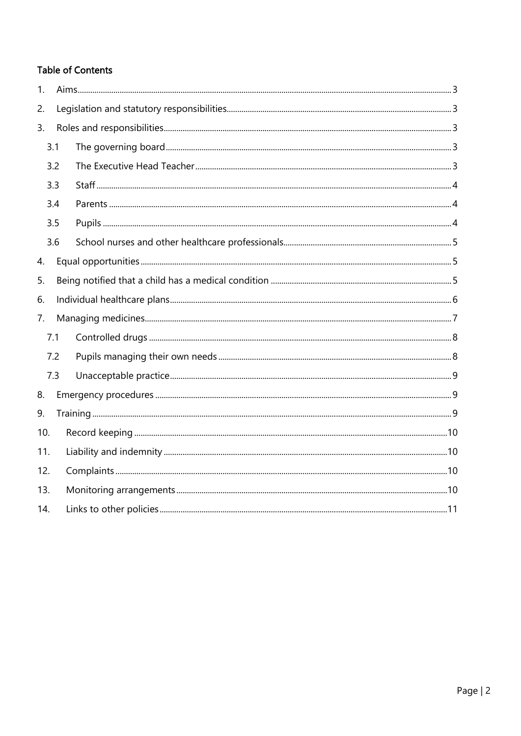**Table of Contents**

1. Aims ... 3
2. Legislation and statutory responsibilities ... 3
3. Roles and responsibilities ... 3
   - 3.1 The governing board ... 3
   - 3.2 The Executive Head Teacher ... 3
   - 3.3 Staff ... 4
   - 3.4 Parents ... 4
   - 3.5 Pupils ... 4
   - 3.6 School nurses and other healthcare professionals ... 5
4. Equal opportunities ... 5
5. Being notified that a child has a medical condition ... 5
6. Individual healthcare plans ... 6
7. Managing medicines ... 7
   - 7.1 Controlled drugs ... 8
   - 7.2 Pupils managing their own needs ... 8
   - 7.3 Unacceptable practice ... 9
8. Emergency procedures ... 9
9. Training ... 9
10. Record keeping ... 10
11. Liability and indemnity ... 10
12. Complaints ... 10
13. Monitoring arrangements ... 10
14. Links to other policies ... 11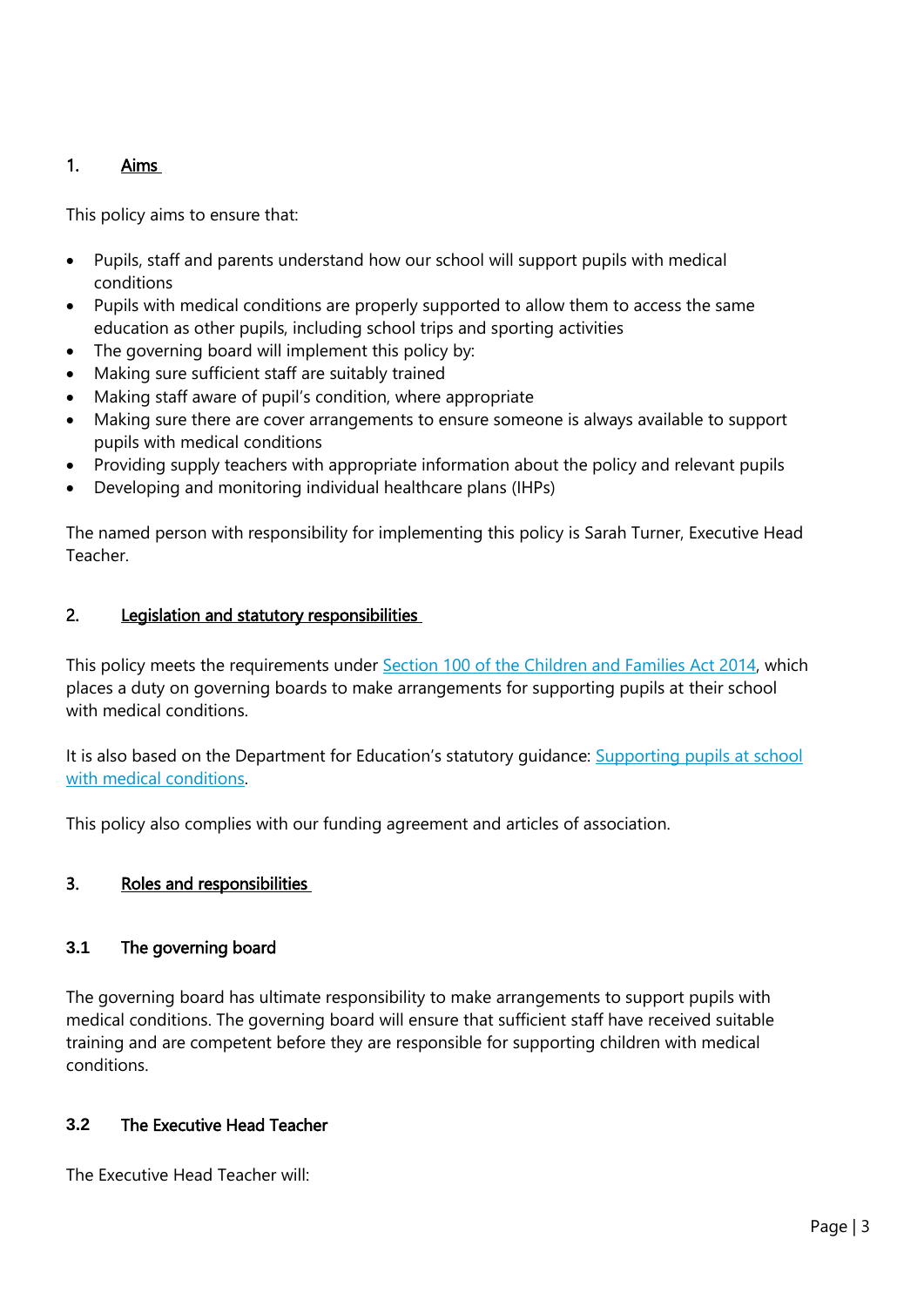## 1. Aims

This policy aims to ensure that:

- Pupils, staff and parents understand how our school will support pupils with medical conditions
- Pupils with medical conditions are properly supported to allow them to access the same education as other pupils, including school trips and sporting activities
- The governing board will implement this policy by:
- Making sure sufficient staff are suitably trained
- Making staff aware of pupil's condition, where appropriate
- Making sure there are cover arrangements to ensure someone is always available to support pupils with medical conditions
- Providing supply teachers with appropriate information about the policy and relevant pupils
- Developing and monitoring individual healthcare plans (IHPs)

The named person with responsibility for implementing this policy is Sarah Turner, Executive Head Teacher.

## 2. Legislation and statutory responsibilities

This policy meets the requirements under [Section 100 of the Children and Families Act 2014](), which places a duty on governing boards to make arrangements for supporting pupils at their school with medical conditions.

It is also based on the Department for Education's statutory guidance: [Supporting pupils at school with medical conditions]().

This policy also complies with our funding agreement and articles of association.

## 3. Roles and responsibilities

### 3.1 The governing board

The governing board has ultimate responsibility to make arrangements to support pupils with medical conditions. The governing board will ensure that sufficient staff have received suitable training and are competent before they are responsible for supporting children with medical conditions.

### 3.2 The Executive Head Teacher

The Executive Head Teacher will: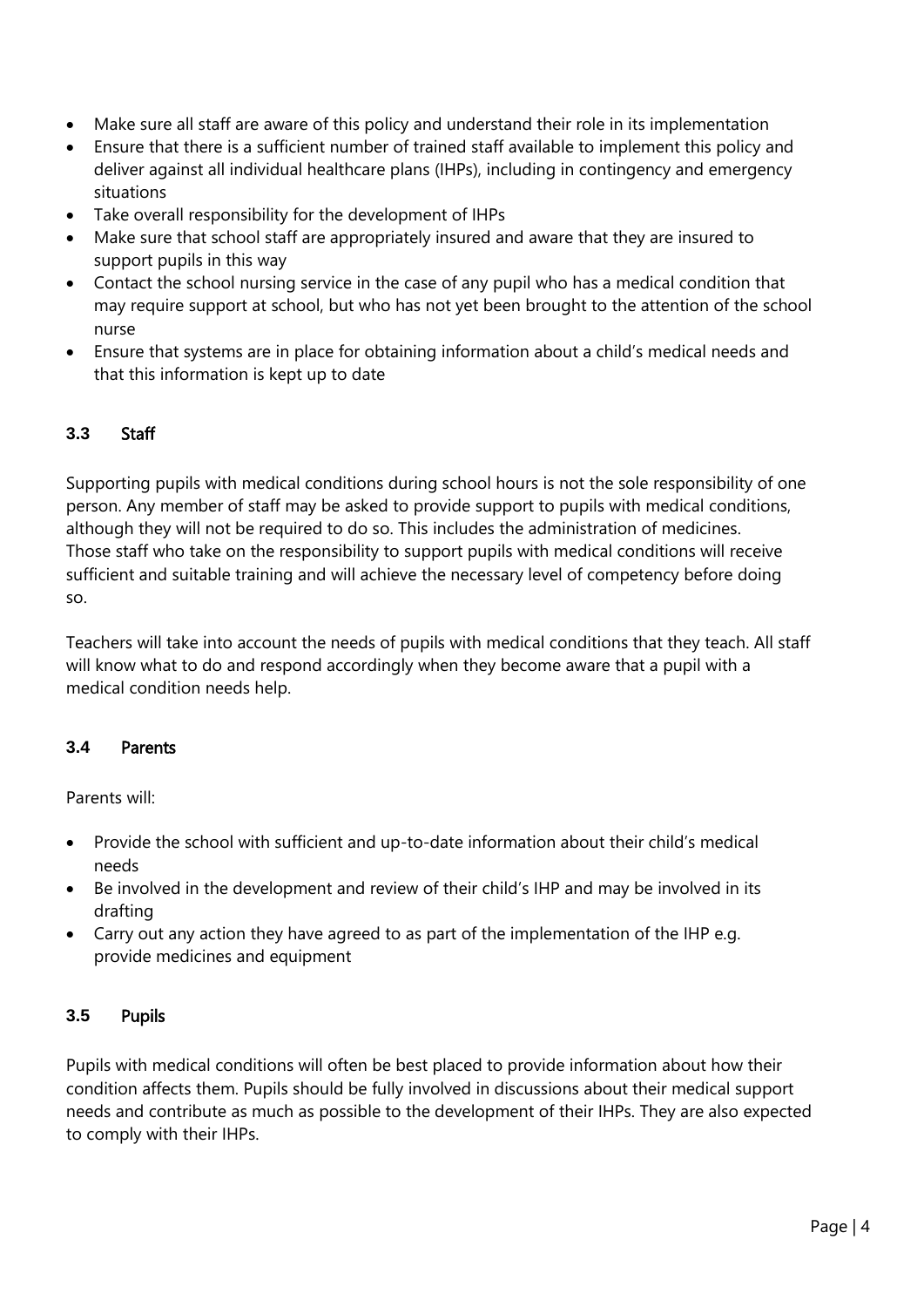- Make sure all staff are aware of this policy and understand their role in its implementation
- Ensure that there is a sufficient number of trained staff available to implement this policy and deliver against all individual healthcare plans (IHPs), including in contingency and emergency situations
- Take overall responsibility for the development of IHPs
- Make sure that school staff are appropriately insured and aware that they are insured to support pupils in this way
- Contact the school nursing service in the case of any pupil who has a medical condition that may require support at school, but who has not yet been brought to the attention of the school nurse
- Ensure that systems are in place for obtaining information about a child's medical needs and that this information is kept up to date

### 3.3 Staff

Supporting pupils with medical conditions during school hours is not the sole responsibility of one person. Any member of staff may be asked to provide support to pupils with medical conditions, although they will not be required to do so. This includes the administration of medicines. Those staff who take on the responsibility to support pupils with medical conditions will receive sufficient and suitable training and will achieve the necessary level of competency before doing so.

Teachers will take into account the needs of pupils with medical conditions that they teach. All staff will know what to do and respond accordingly when they become aware that a pupil with a medical condition needs help.

### 3.4 Parents

Parents will:

- Provide the school with sufficient and up-to-date information about their child's medical needs
- Be involved in the development and review of their child's IHP and may be involved in its drafting
- Carry out any action they have agreed to as part of the implementation of the IHP e.g. provide medicines and equipment

### 3.5 Pupils

Pupils with medical conditions will often be best placed to provide information about how their condition affects them. Pupils should be fully involved in discussions about their medical support needs and contribute as much as possible to the development of their IHPs. They are also expected to comply with their IHPs.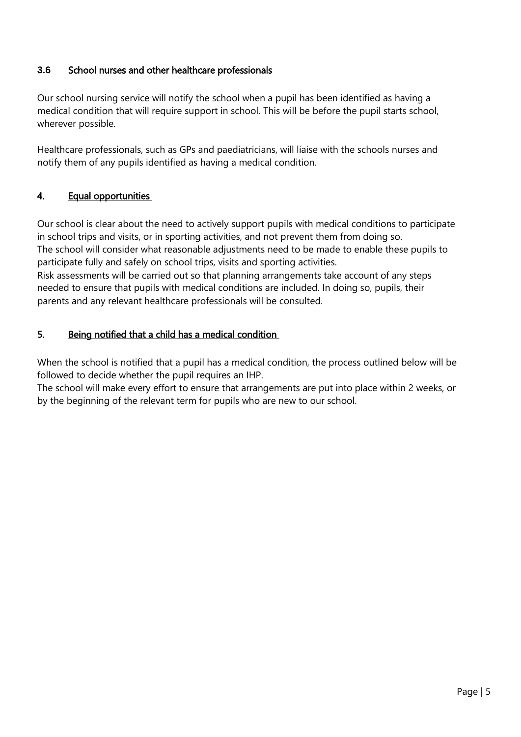### 3.6 School nurses and other healthcare professionals

Our school nursing service will notify the school when a pupil has been identified as having a medical condition that will require support in school. This will be before the pupil starts school, wherever possible.

Healthcare professionals, such as GPs and paediatricians, will liaise with the schools nurses and notify them of any pupils identified as having a medical condition.

## 4. Equal opportunities

Our school is clear about the need to actively support pupils with medical conditions to participate in school trips and visits, or in sporting activities, and not prevent them from doing so.
The school will consider what reasonable adjustments need to be made to enable these pupils to participate fully and safely on school trips, visits and sporting activities.
Risk assessments will be carried out so that planning arrangements take account of any steps needed to ensure that pupils with medical conditions are included. In doing so, pupils, their parents and any relevant healthcare professionals will be consulted.

## 5. Being notified that a child has a medical condition

When the school is notified that a pupil has a medical condition, the process outlined below will be followed to decide whether the pupil requires an IHP.
The school will make every effort to ensure that arrangements are put into place within 2 weeks, or by the beginning of the relevant term for pupils who are new to our school.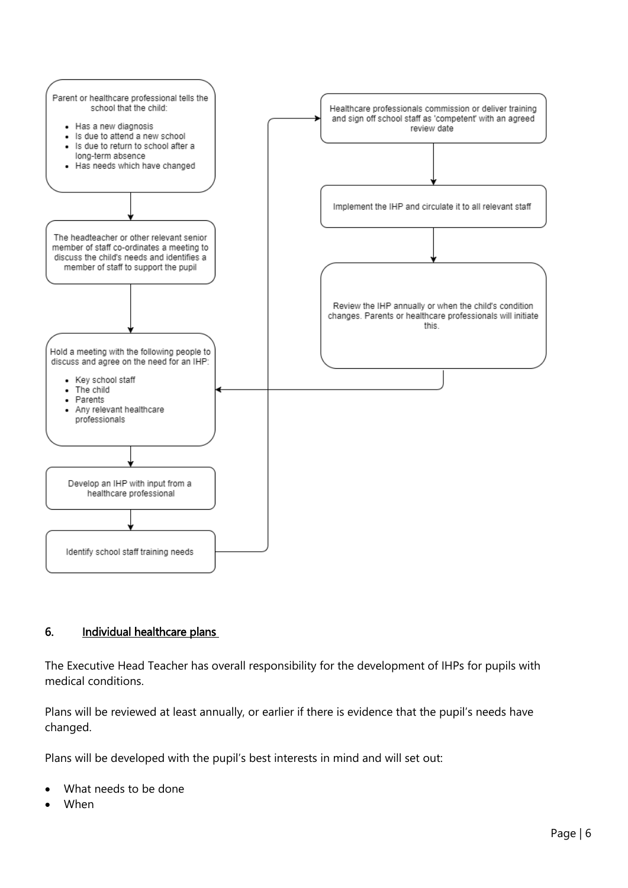Parent or healthcare professional tells the school that the child:

- Has a new diagnosis
- Is due to attend a new school
- Is due to return to school after a long-term absence
- Has needs which have changed

The headteacher or other relevant senior member of staff co-ordinates a meeting to discuss the child's needs and identifies a member of staff to support the pupil

Hold a meeting with the following people to discuss and agree on the need for an IHP:

- Key school staff
- The child
- Parents
- Any relevant healthcare professionals

Develop an IHP with input from a healthcare professional

Identify school staff training needs

Healthcare professionals commission or deliver training and sign off school staff as 'competent' with an agreed review date

Implement the IHP and circulate it to all relevant staff

Review the IHP annually or when the child's condition changes. Parents or healthcare professionals will initiate this.

## 6. Individual healthcare plans

The Executive Head Teacher has overall responsibility for the development of IHPs for pupils with medical conditions.

Plans will be reviewed at least annually, or earlier if there is evidence that the pupil's needs have changed.

Plans will be developed with the pupil's best interests in mind and will set out:

- What needs to be done
- When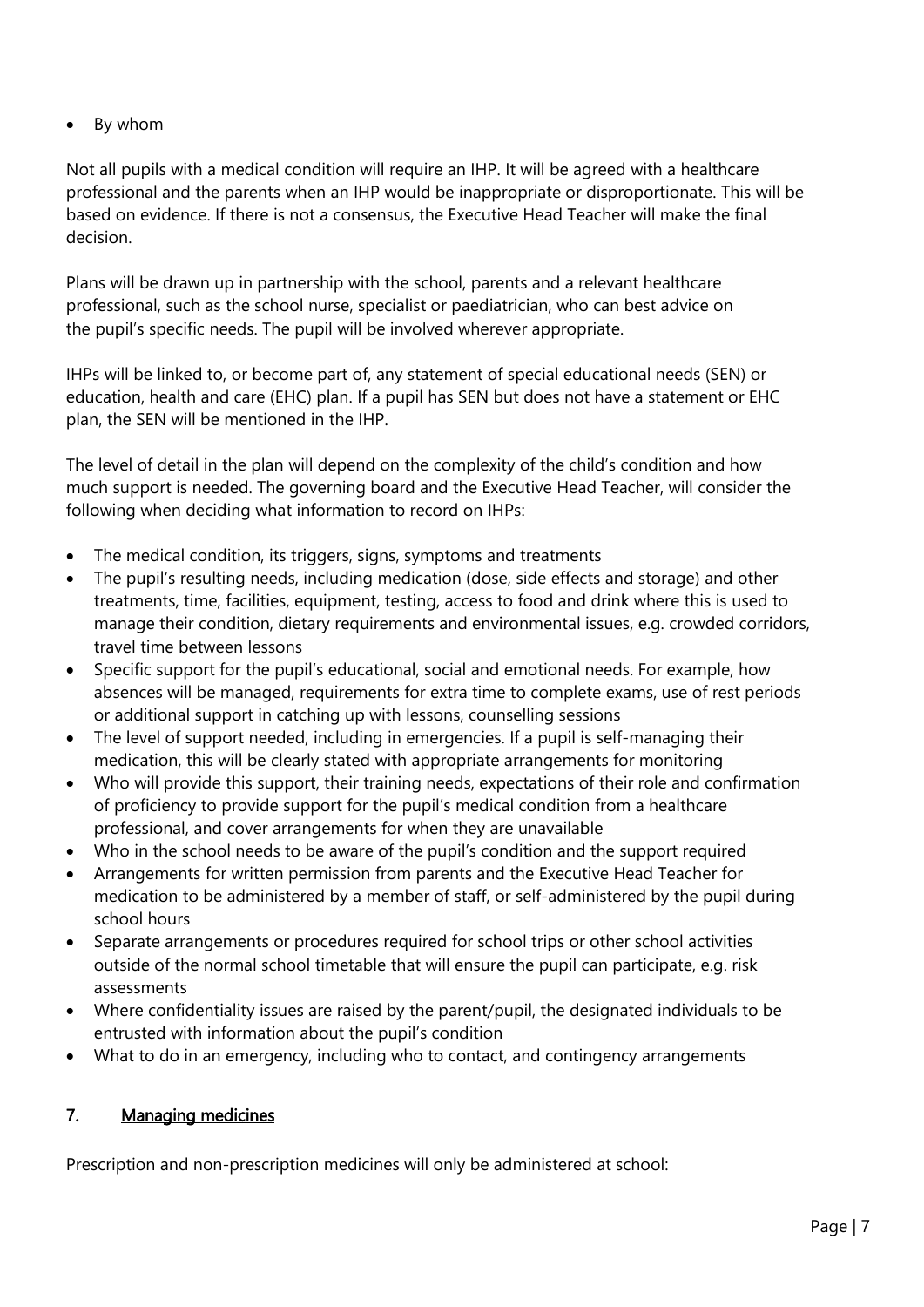- By whom

Not all pupils with a medical condition will require an IHP. It will be agreed with a healthcare professional and the parents when an IHP would be inappropriate or disproportionate. This will be based on evidence. If there is not a consensus, the Executive Head Teacher will make the final decision.

Plans will be drawn up in partnership with the school, parents and a relevant healthcare professional, such as the school nurse, specialist or paediatrician, who can best advice on the pupil's specific needs. The pupil will be involved wherever appropriate.

IHPs will be linked to, or become part of, any statement of special educational needs (SEN) or education, health and care (EHC) plan. If a pupil has SEN but does not have a statement or EHC plan, the SEN will be mentioned in the IHP.

The level of detail in the plan will depend on the complexity of the child's condition and how much support is needed. The governing board and the Executive Head Teacher, will consider the following when deciding what information to record on IHPs:

- The medical condition, its triggers, signs, symptoms and treatments
- The pupil's resulting needs, including medication (dose, side effects and storage) and other treatments, time, facilities, equipment, testing, access to food and drink where this is used to manage their condition, dietary requirements and environmental issues, e.g. crowded corridors, travel time between lessons
- Specific support for the pupil's educational, social and emotional needs. For example, how absences will be managed, requirements for extra time to complete exams, use of rest periods or additional support in catching up with lessons, counselling sessions
- The level of support needed, including in emergencies. If a pupil is self-managing their medication, this will be clearly stated with appropriate arrangements for monitoring
- Who will provide this support, their training needs, expectations of their role and confirmation of proficiency to provide support for the pupil's medical condition from a healthcare professional, and cover arrangements for when they are unavailable
- Who in the school needs to be aware of the pupil's condition and the support required
- Arrangements for written permission from parents and the Executive Head Teacher for medication to be administered by a member of staff, or self-administered by the pupil during school hours
- Separate arrangements or procedures required for school trips or other school activities outside of the normal school timetable that will ensure the pupil can participate, e.g. risk assessments
- Where confidentiality issues are raised by the parent/pupil, the designated individuals to be entrusted with information about the pupil's condition
- What to do in an emergency, including who to contact, and contingency arrangements

## 7. Managing medicines

Prescription and non-prescription medicines will only be administered at school: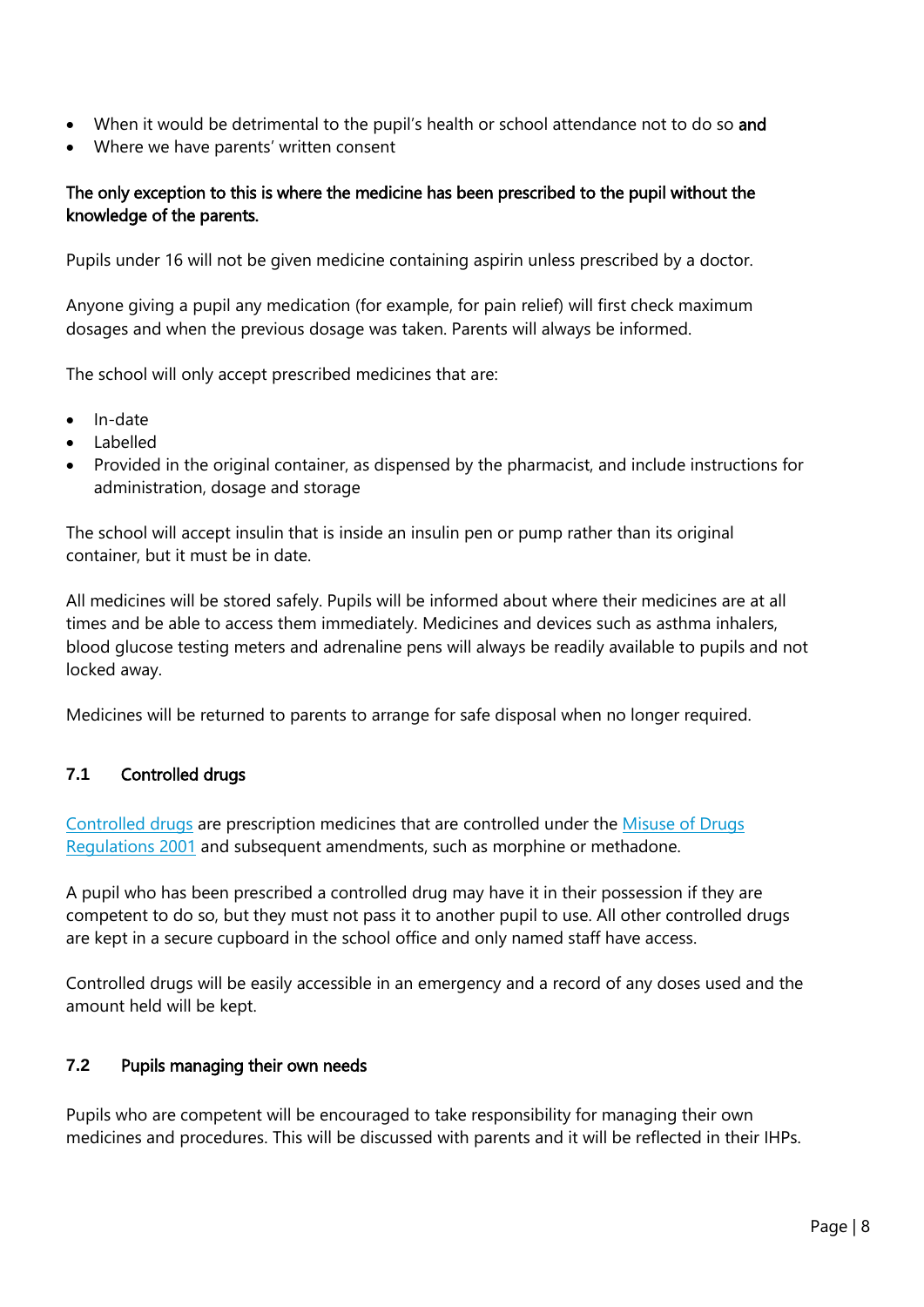- When it would be detrimental to the pupil's health or school attendance not to do so **and**
- Where we have parents' written consent

**The only exception to this is where the medicine has been prescribed to the pupil without the knowledge of the parents.**

Pupils under 16 will not be given medicine containing aspirin unless prescribed by a doctor.

Anyone giving a pupil any medication (for example, for pain relief) will first check maximum dosages and when the previous dosage was taken. Parents will always be informed.

The school will only accept prescribed medicines that are:

- In-date
- Labelled
- Provided in the original container, as dispensed by the pharmacist, and include instructions for administration, dosage and storage

The school will accept insulin that is inside an insulin pen or pump rather than its original container, but it must be in date.

All medicines will be stored safely. Pupils will be informed about where their medicines are at all times and be able to access them immediately. Medicines and devices such as asthma inhalers, blood glucose testing meters and adrenaline pens will always be readily available to pupils and not locked away.

Medicines will be returned to parents to arrange for safe disposal when no longer required.

### 7.1 Controlled drugs

[Controlled drugs](#) are prescription medicines that are controlled under the [Misuse of Drugs Regulations 2001](#) and subsequent amendments, such as morphine or methadone.

A pupil who has been prescribed a controlled drug may have it in their possession if they are competent to do so, but they must not pass it to another pupil to use. All other controlled drugs are kept in a secure cupboard in the school office and only named staff have access.

Controlled drugs will be easily accessible in an emergency and a record of any doses used and the amount held will be kept.

### 7.2 Pupils managing their own needs

Pupils who are competent will be encouraged to take responsibility for managing their own medicines and procedures. This will be discussed with parents and it will be reflected in their IHPs.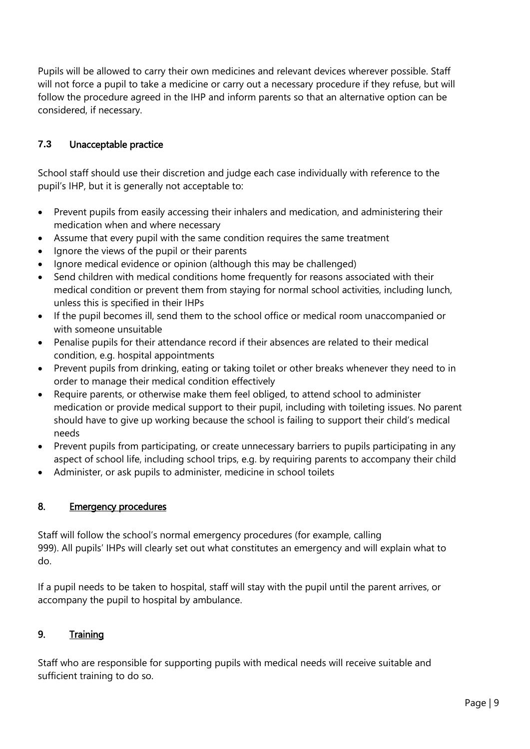Pupils will be allowed to carry their own medicines and relevant devices wherever possible. Staff will not force a pupil to take a medicine or carry out a necessary procedure if they refuse, but will follow the procedure agreed in the IHP and inform parents so that an alternative option can be considered, if necessary.

### 7.3 Unacceptable practice

School staff should use their discretion and judge each case individually with reference to the pupil's IHP, but it is generally not acceptable to:

- Prevent pupils from easily accessing their inhalers and medication, and administering their medication when and where necessary
- Assume that every pupil with the same condition requires the same treatment
- Ignore the views of the pupil or their parents
- Ignore medical evidence or opinion (although this may be challenged)
- Send children with medical conditions home frequently for reasons associated with their medical condition or prevent them from staying for normal school activities, including lunch, unless this is specified in their IHPs
- If the pupil becomes ill, send them to the school office or medical room unaccompanied or with someone unsuitable
- Penalise pupils for their attendance record if their absences are related to their medical condition, e.g. hospital appointments
- Prevent pupils from drinking, eating or taking toilet or other breaks whenever they need to in order to manage their medical condition effectively
- Require parents, or otherwise make them feel obliged, to attend school to administer medication or provide medical support to their pupil, including with toileting issues. No parent should have to give up working because the school is failing to support their child's medical needs
- Prevent pupils from participating, or create unnecessary barriers to pupils participating in any aspect of school life, including school trips, e.g. by requiring parents to accompany their child
- Administer, or ask pupils to administer, medicine in school toilets

## 8. Emergency procedures

Staff will follow the school's normal emergency procedures (for example, calling 999). All pupils' IHPs will clearly set out what constitutes an emergency and will explain what to do.

If a pupil needs to be taken to hospital, staff will stay with the pupil until the parent arrives, or accompany the pupil to hospital by ambulance.

## 9. Training

Staff who are responsible for supporting pupils with medical needs will receive suitable and sufficient training to do so.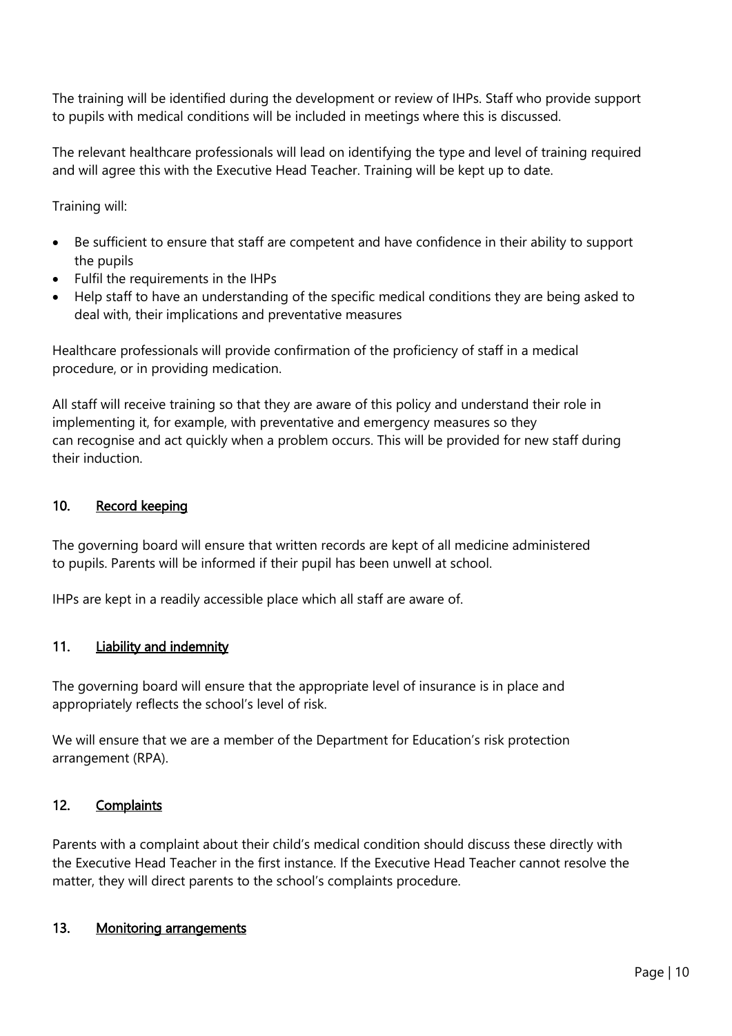The training will be identified during the development or review of IHPs. Staff who provide support to pupils with medical conditions will be included in meetings where this is discussed.

The relevant healthcare professionals will lead on identifying the type and level of training required and will agree this with the Executive Head Teacher. Training will be kept up to date.

Training will:

- Be sufficient to ensure that staff are competent and have confidence in their ability to support the pupils
- Fulfil the requirements in the IHPs
- Help staff to have an understanding of the specific medical conditions they are being asked to deal with, their implications and preventative measures

Healthcare professionals will provide confirmation of the proficiency of staff in a medical procedure, or in providing medication.

All staff will receive training so that they are aware of this policy and understand their role in implementing it, for example, with preventative and emergency measures so they can recognise and act quickly when a problem occurs. This will be provided for new staff during their induction.

## 10. Record keeping

The governing board will ensure that written records are kept of all medicine administered to pupils. Parents will be informed if their pupil has been unwell at school.

IHPs are kept in a readily accessible place which all staff are aware of.

## 11. Liability and indemnity

The governing board will ensure that the appropriate level of insurance is in place and appropriately reflects the school's level of risk.

We will ensure that we are a member of the Department for Education's risk protection arrangement (RPA).

## 12. Complaints

Parents with a complaint about their child's medical condition should discuss these directly with the Executive Head Teacher in the first instance. If the Executive Head Teacher cannot resolve the matter, they will direct parents to the school's complaints procedure.

## 13. Monitoring arrangements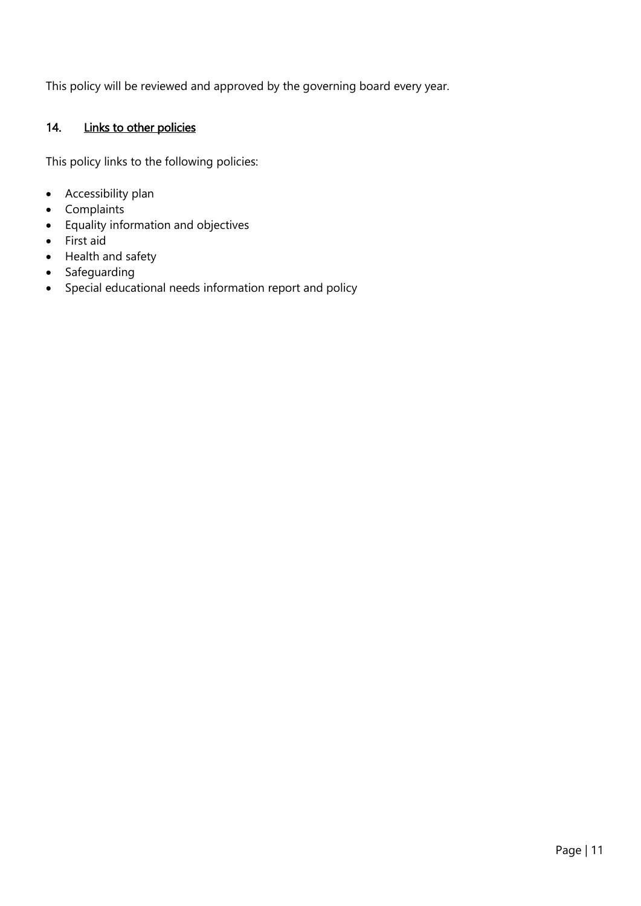This policy will be reviewed and approved by the governing board every year.

## 14. Links to other policies

This policy links to the following policies:

- Accessibility plan
- Complaints
- Equality information and objectives
- First aid
- Health and safety
- Safeguarding
- Special educational needs information report and policy